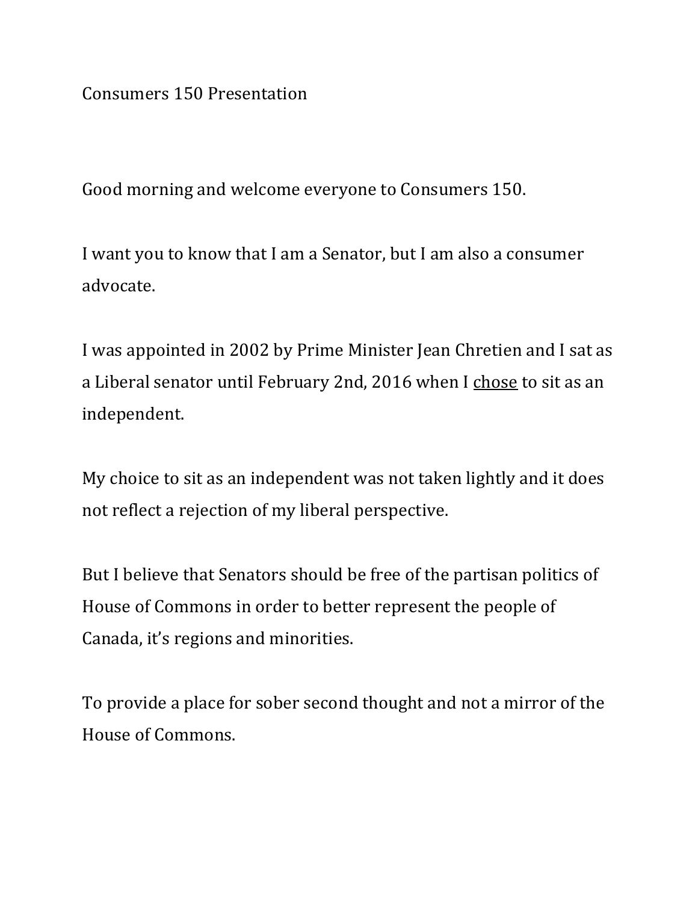Consumers 150 Presentation

Good morning and welcome everyone to Consumers 150.

I want you to know that I am a Senator, but I am also a consumer advocate.

I was appointed in 2002 by Prime Minister Jean Chretien and I sat as a Liberal senator until February 2nd, 2016 when I <u>chose</u> to sit as an independent.

My choice to sit as an independent was not taken lightly and it does not reflect a rejection of my liberal perspective.

But I believe that Senators should be free of the partisan politics of House of Commons in order to better represent the people of Canada, it's regions and minorities.

To provide a place for sober second thought and not a mirror of the House of Commons.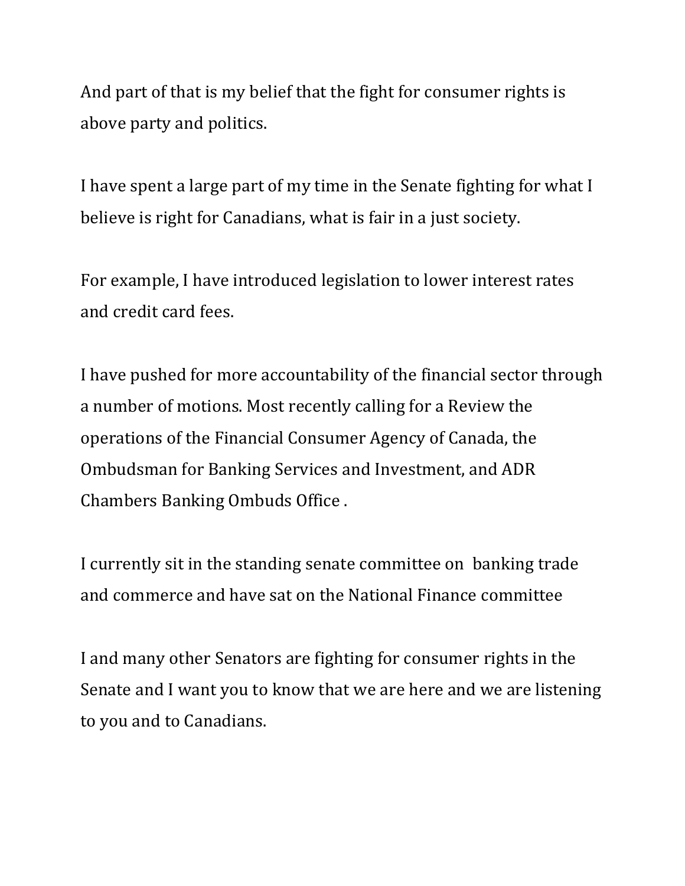And part of that is my belief that the fight for consumer rights is above party and politics.

I have spent a large part of my time in the Senate fighting for what I believe is right for Canadians, what is fair in a just society.

For example, I have introduced legislation to lower interest rates and credit card fees.

I have pushed for more accountability of the financial sector through a number of motions. Most recently calling for a Review the operations of the Financial Consumer Agency of Canada, the Ombudsman for Banking Services and Investment, and ADR Chambers Banking Ombuds Office .

I currently sit in the standing senate committee on banking trade and commerce and have sat on the National Finance committee

I and many other Senators are fighting for consumer rights in the Senate and I want you to know that we are here and we are listening to you and to Canadians.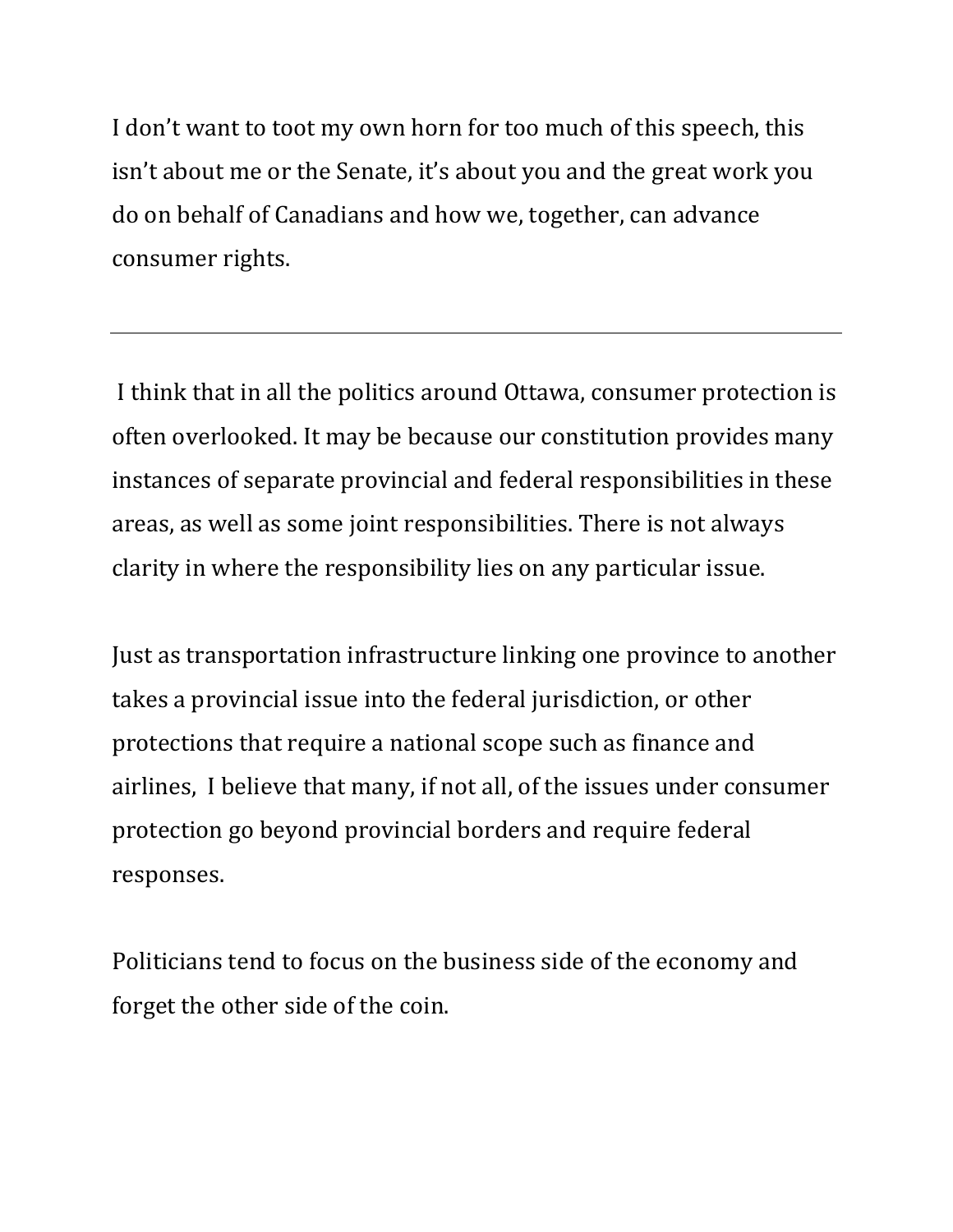I don’t want to toot my own horn for too much of this speech, this isn’t about me or the Senate, it’s about you and the great work you do on behalf of Canadians and how we, together, can advance consumer rights.

---

I think that in all the politics around Ottawa, consumer protection is often overlooked. It may be because our constitution provides many instances of separate provincial and federal responsibilities in these areas, as well as some joint responsibilities. There is not always clarity in where the responsibility lies on any particular issue.

Just as transportation infrastructure linking one province to another takes a provincial issue into the federal jurisdiction, or other protections that require a national scope such as finance and airlines, I believe that many, if not all, of the issues under consumer protection go beyond provincial borders and require federal responses.

Politicians tend to focus on the business side of the economy and forget the other side of the coin.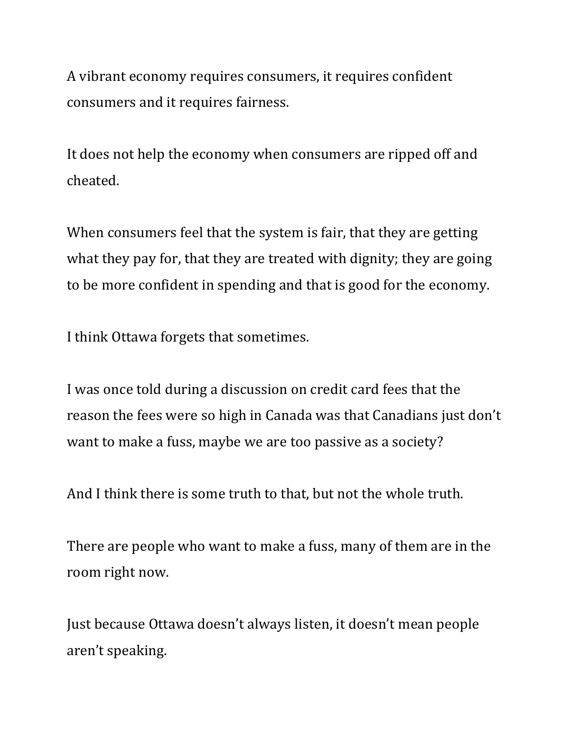A vibrant economy requires consumers, it requires confident consumers and it requires fairness.

It does not help the economy when consumers are ripped off and cheated.

When consumers feel that the system is fair, that they are getting what they pay for, that they are treated with dignity; they are going to be more confident in spending and that is good for the economy.

I think Ottawa forgets that sometimes.

I was once told during a discussion on credit card fees that the reason the fees were so high in Canada was that Canadians just don't want to make a fuss, maybe we are too passive as a society?

And I think there is some truth to that, but not the whole truth.

There are people who want to make a fuss, many of them are in the room right now.

Just because Ottawa doesn't always listen, it doesn't mean people aren't speaking.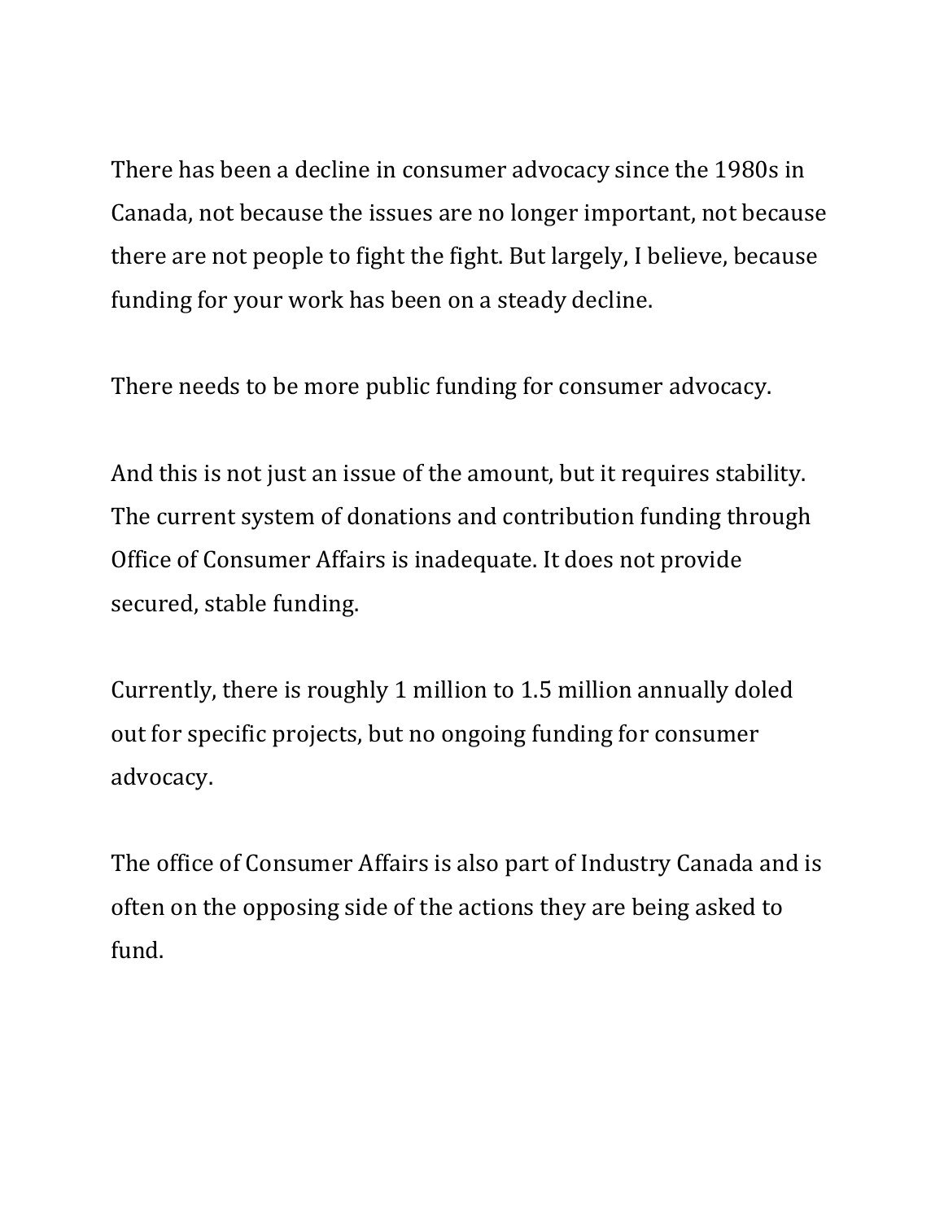There has been a decline in consumer advocacy since the 1980s in Canada, not because the issues are no longer important, not because there are not people to fight the fight. But largely, I believe, because funding for your work has been on a steady decline.

There needs to be more public funding for consumer advocacy.

And this is not just an issue of the amount, but it requires stability. The current system of donations and contribution funding through Office of Consumer Affairs is inadequate. It does not provide secured, stable funding.

Currently, there is roughly 1 million to 1.5 million annually doled out for specific projects, but no ongoing funding for consumer advocacy.

The office of Consumer Affairs is also part of Industry Canada and is often on the opposing side of the actions they are being asked to fund.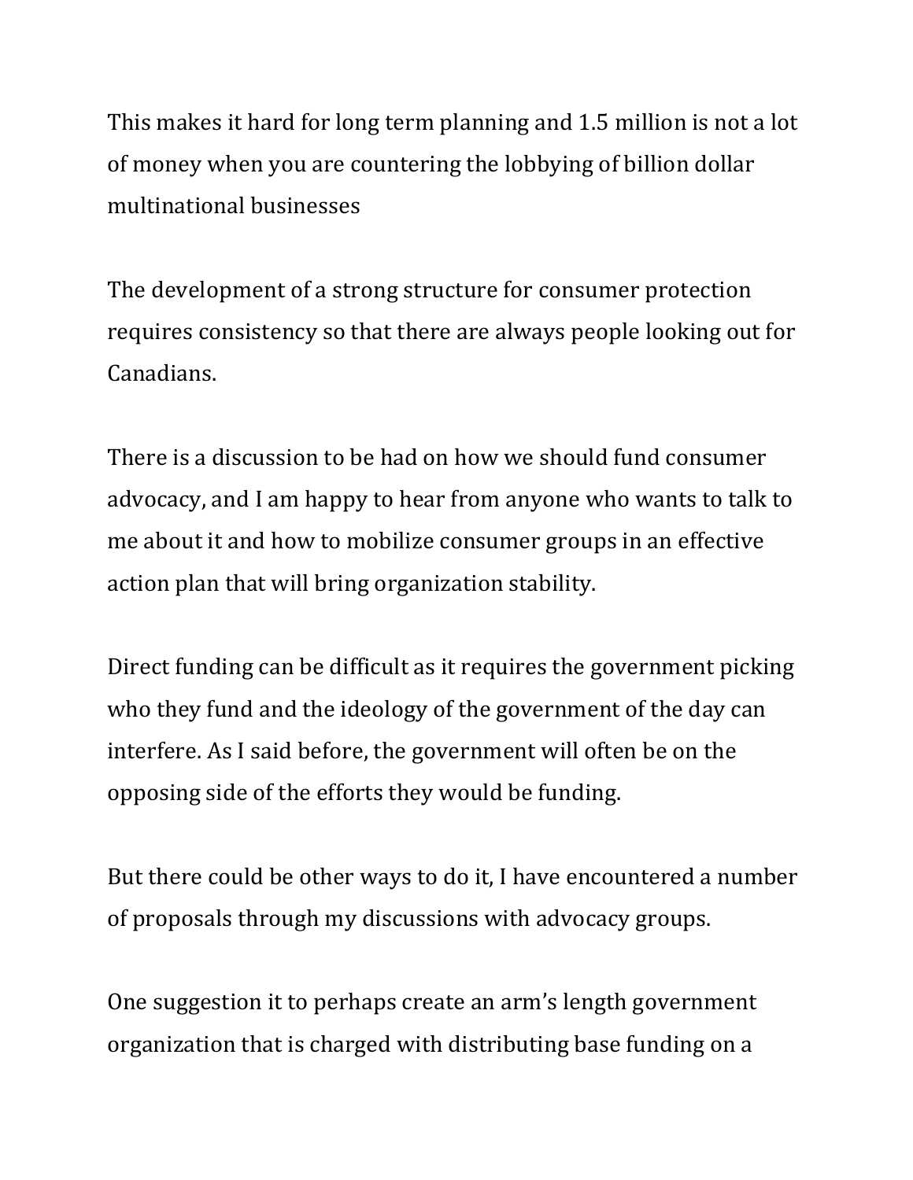This makes it hard for long term planning and 1.5 million is not a lot of money when you are countering the lobbying of billion dollar multinational businesses

The development of a strong structure for consumer protection requires consistency so that there are always people looking out for Canadians.

There is a discussion to be had on how we should fund consumer advocacy, and I am happy to hear from anyone who wants to talk to me about it and how to mobilize consumer groups in an effective action plan that will bring organization stability.

Direct funding can be difficult as it requires the government picking who they fund and the ideology of the government of the day can interfere. As I said before, the government will often be on the opposing side of the efforts they would be funding.

But there could be other ways to do it, I have encountered a number of proposals through my discussions with advocacy groups.

One suggestion it to perhaps create an arm's length government organization that is charged with distributing base funding on a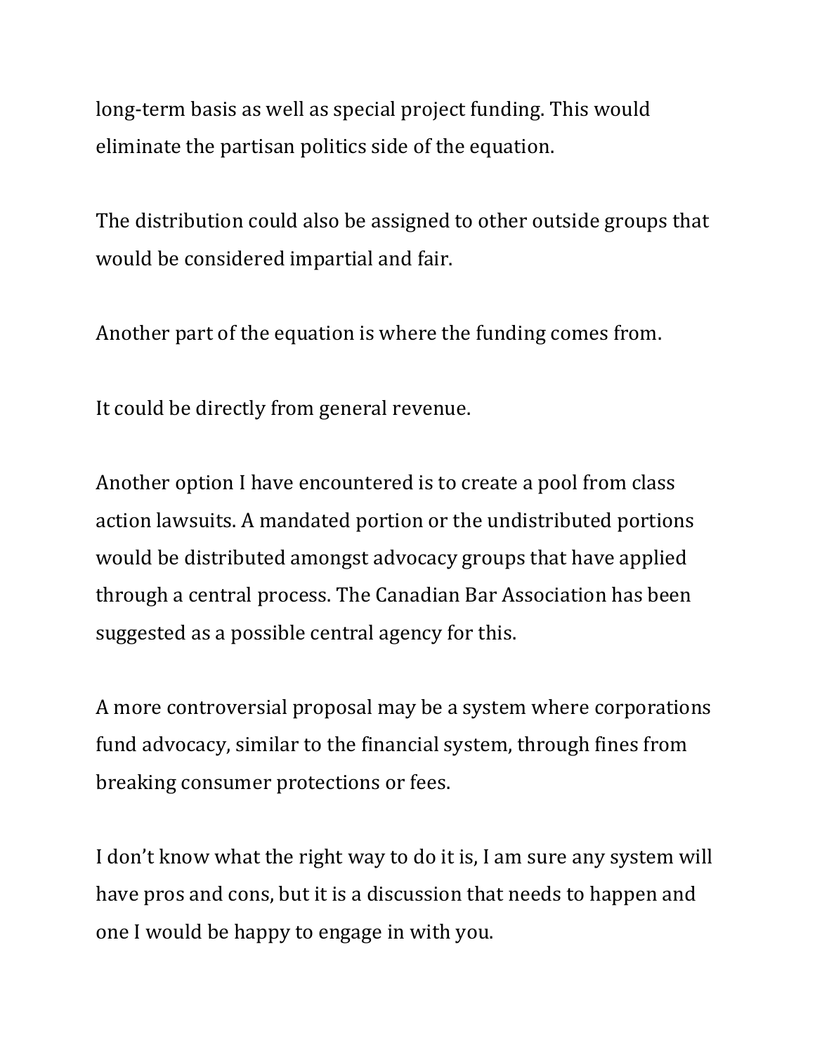long-term basis as well as special project funding. This would eliminate the partisan politics side of the equation.

The distribution could also be assigned to other outside groups that would be considered impartial and fair.

Another part of the equation is where the funding comes from.

It could be directly from general revenue.

Another option I have encountered is to create a pool from class action lawsuits. A mandated portion or the undistributed portions would be distributed amongst advocacy groups that have applied through a central process. The Canadian Bar Association has been suggested as a possible central agency for this.

A more controversial proposal may be a system where corporations fund advocacy, similar to the financial system, through fines from breaking consumer protections or fees.

I don't know what the right way to do it is, I am sure any system will have pros and cons, but it is a discussion that needs to happen and one I would be happy to engage in with you.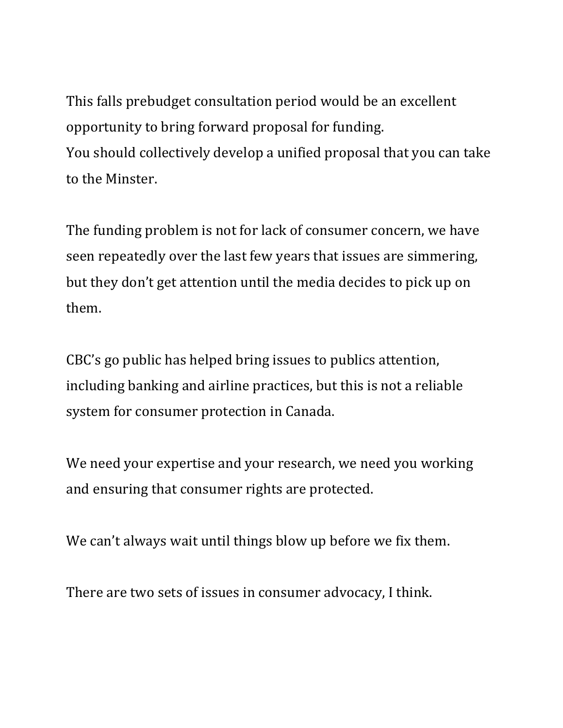This falls prebudget consultation period would be an excellent opportunity to bring forward proposal for funding.
You should collectively develop a unified proposal that you can take to the Minster.

The funding problem is not for lack of consumer concern, we have seen repeatedly over the last few years that issues are simmering, but they don't get attention until the media decides to pick up on them.

CBC's go public has helped bring issues to publics attention, including banking and airline practices, but this is not a reliable system for consumer protection in Canada.

We need your expertise and your research, we need you working and ensuring that consumer rights are protected.

We can't always wait until things blow up before we fix them.

There are two sets of issues in consumer advocacy, I think.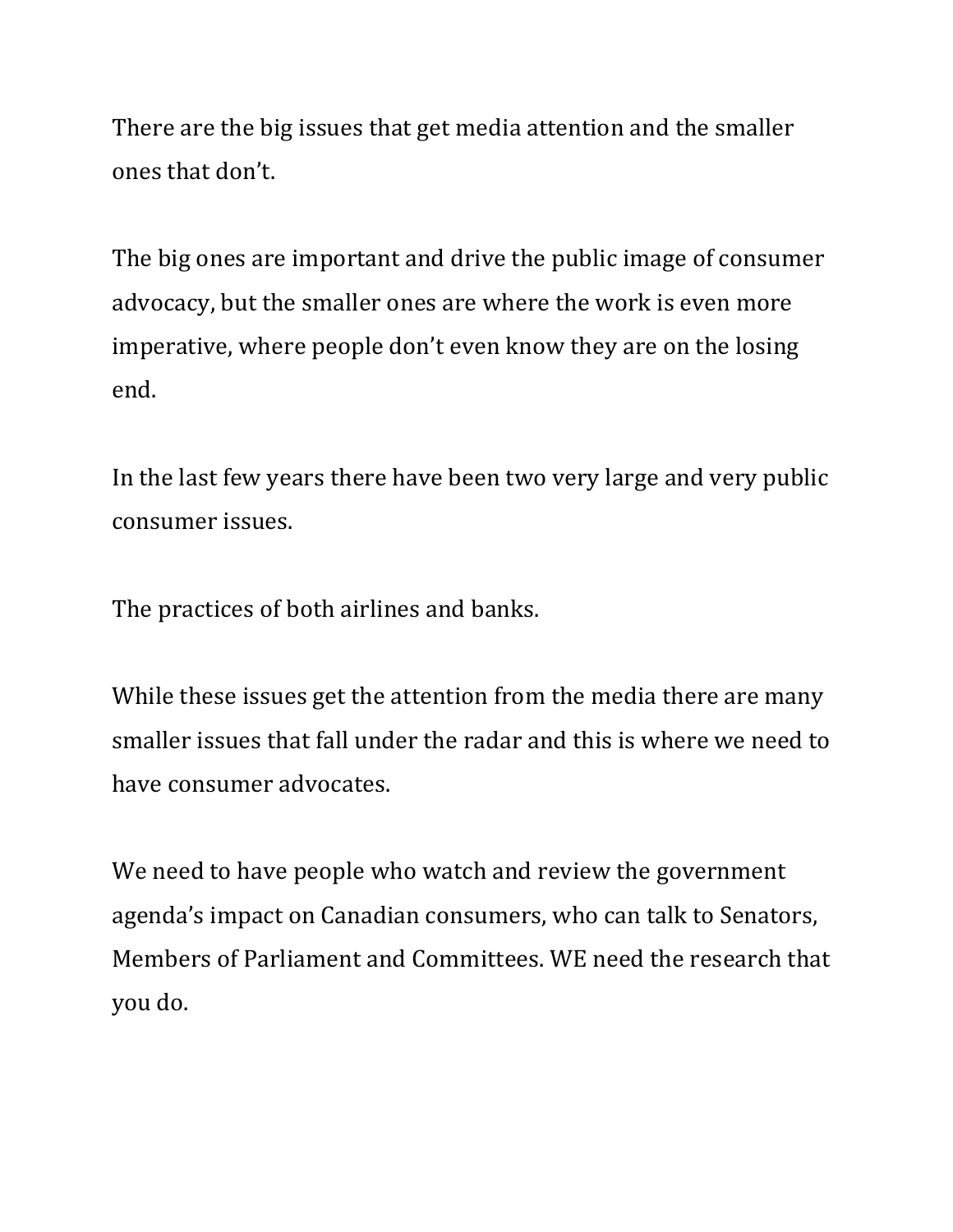There are the big issues that get media attention and the smaller ones that don't.

The big ones are important and drive the public image of consumer advocacy, but the smaller ones are where the work is even more imperative, where people don't even know they are on the losing end.

In the last few years there have been two very large and very public consumer issues.

The practices of both airlines and banks.

While these issues get the attention from the media there are many smaller issues that fall under the radar and this is where we need to have consumer advocates.

We need to have people who watch and review the government agenda's impact on Canadian consumers, who can talk to Senators, Members of Parliament and Committees. WE need the research that you do.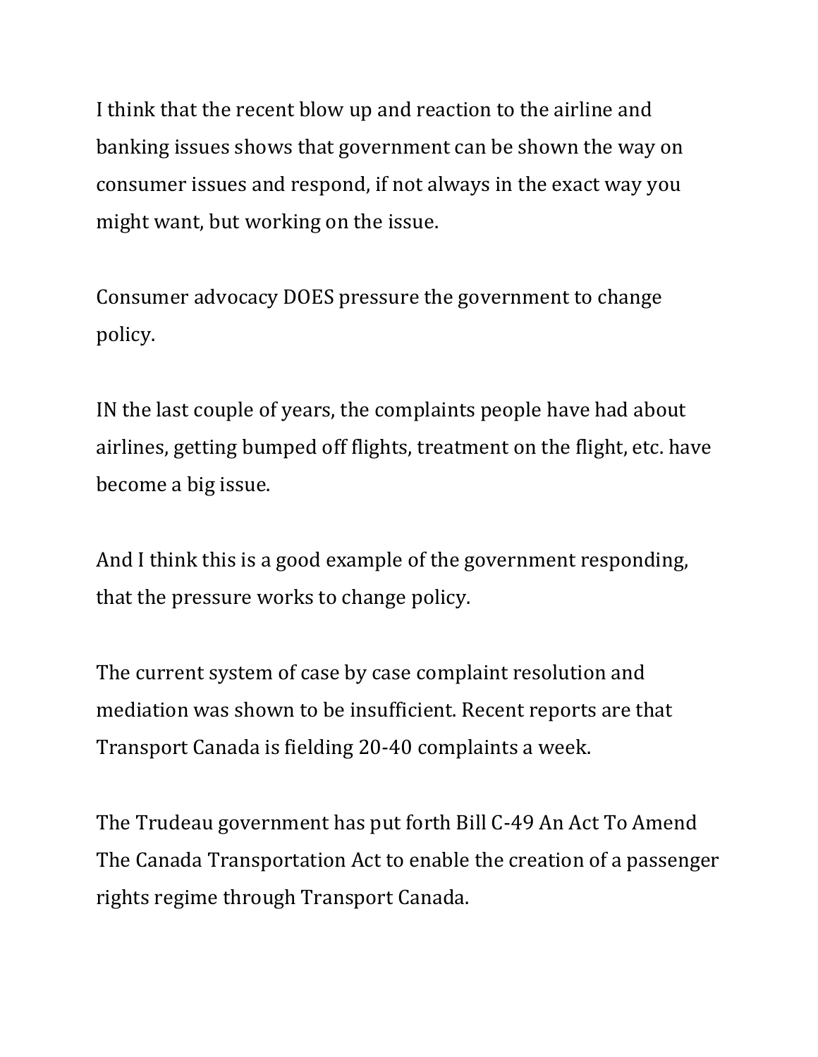I think that the recent blow up and reaction to the airline and banking issues shows that government can be shown the way on consumer issues and respond, if not always in the exact way you might want, but working on the issue.

Consumer advocacy DOES pressure the government to change policy.

IN the last couple of years, the complaints people have had about airlines, getting bumped off flights, treatment on the flight, etc. have become a big issue.

And I think this is a good example of the government responding, that the pressure works to change policy.

The current system of case by case complaint resolution and mediation was shown to be insufficient. Recent reports are that Transport Canada is fielding 20-40 complaints a week.

The Trudeau government has put forth Bill C-49 An Act To Amend The Canada Transportation Act to enable the creation of a passenger rights regime through Transport Canada.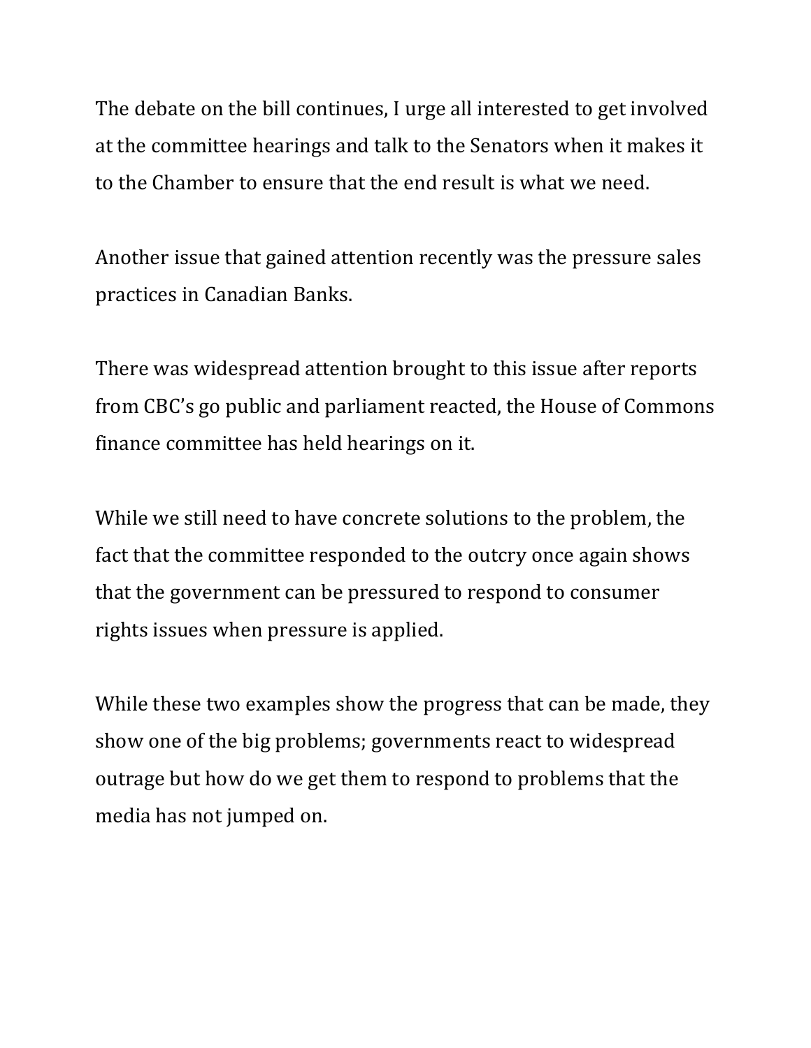The debate on the bill continues, I urge all interested to get involved at the committee hearings and talk to the Senators when it makes it to the Chamber to ensure that the end result is what we need.

Another issue that gained attention recently was the pressure sales practices in Canadian Banks.

There was widespread attention brought to this issue after reports from CBC's go public and parliament reacted, the House of Commons finance committee has held hearings on it.

While we still need to have concrete solutions to the problem, the fact that the committee responded to the outcry once again shows that the government can be pressured to respond to consumer rights issues when pressure is applied.

While these two examples show the progress that can be made, they show one of the big problems; governments react to widespread outrage but how do we get them to respond to problems that the media has not jumped on.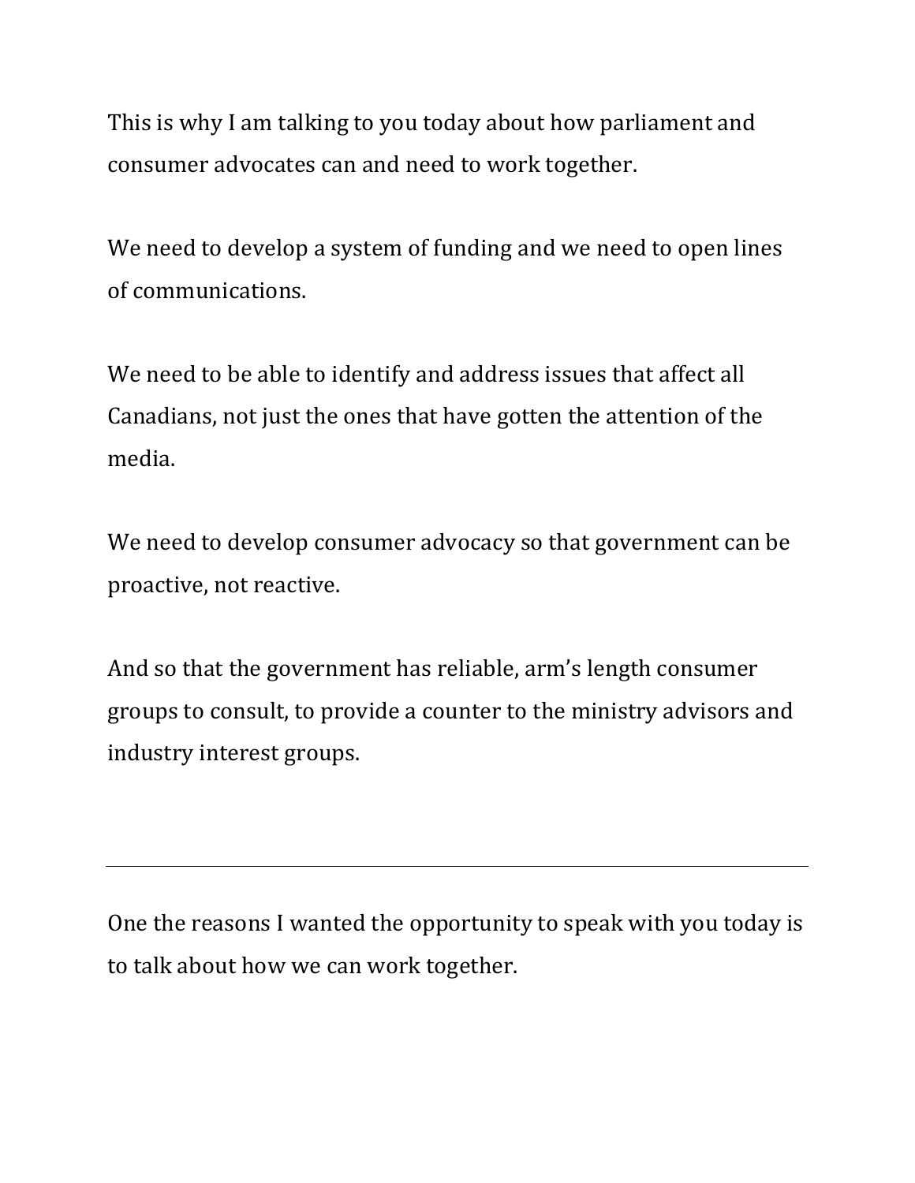This is why I am talking to you today about how parliament and consumer advocates can and need to work together.

We need to develop a system of funding and we need to open lines of communications.

We need to be able to identify and address issues that affect all Canadians, not just the ones that have gotten the attention of the media.

We need to develop consumer advocacy so that government can be proactive, not reactive.

And so that the government has reliable, arm's length consumer groups to consult, to provide a counter to the ministry advisors and industry interest groups.

---

One the reasons I wanted the opportunity to speak with you today is to talk about how we can work together.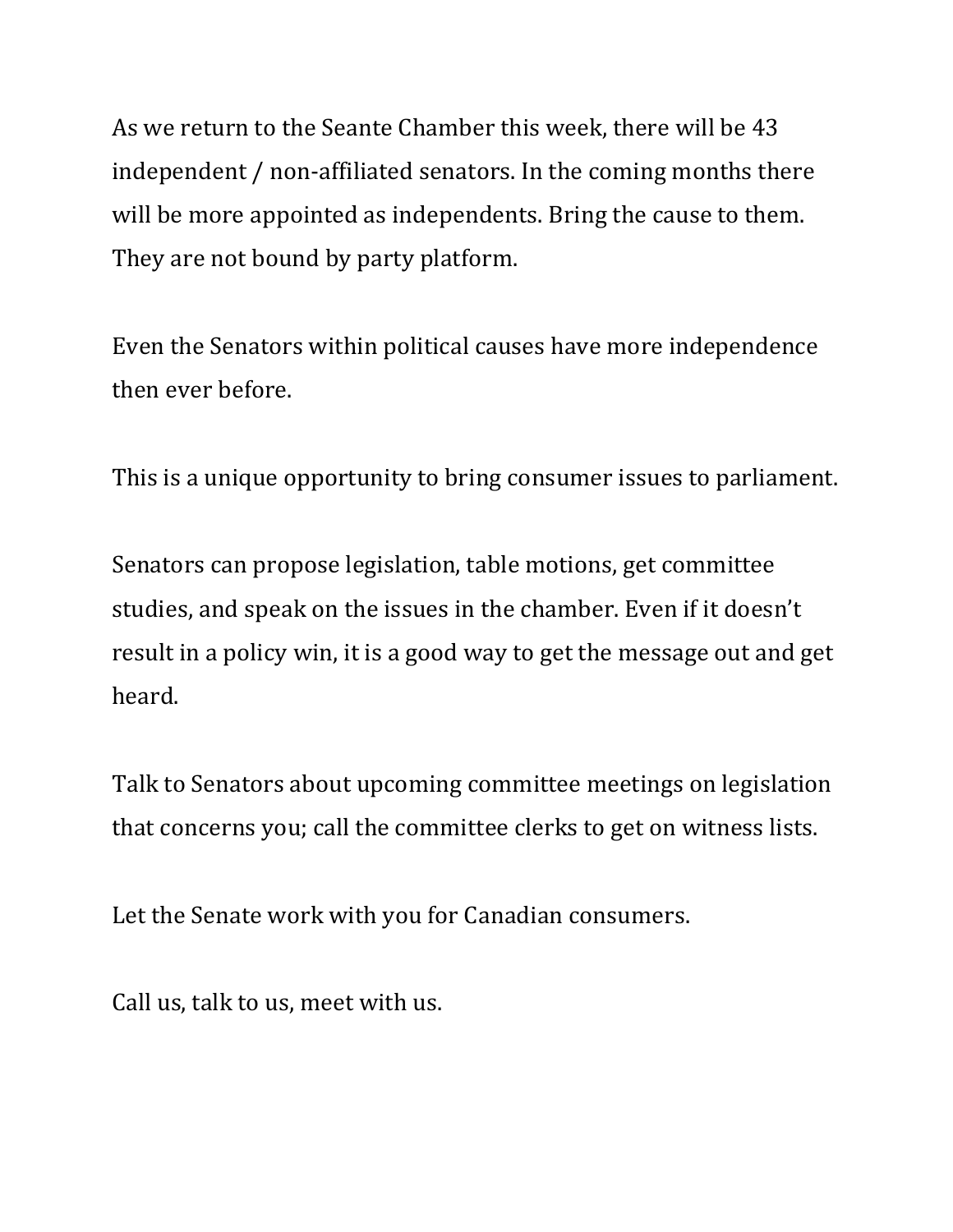As we return to the Seante Chamber this week, there will be 43 independent / non-affiliated senators. In the coming months there will be more appointed as independents. Bring the cause to them. They are not bound by party platform.

Even the Senators within political causes have more independence then ever before.

This is a unique opportunity to bring consumer issues to parliament.

Senators can propose legislation, table motions, get committee studies, and speak on the issues in the chamber. Even if it doesn't result in a policy win, it is a good way to get the message out and get heard.

Talk to Senators about upcoming committee meetings on legislation that concerns you; call the committee clerks to get on witness lists.

Let the Senate work with you for Canadian consumers.

Call us, talk to us, meet with us.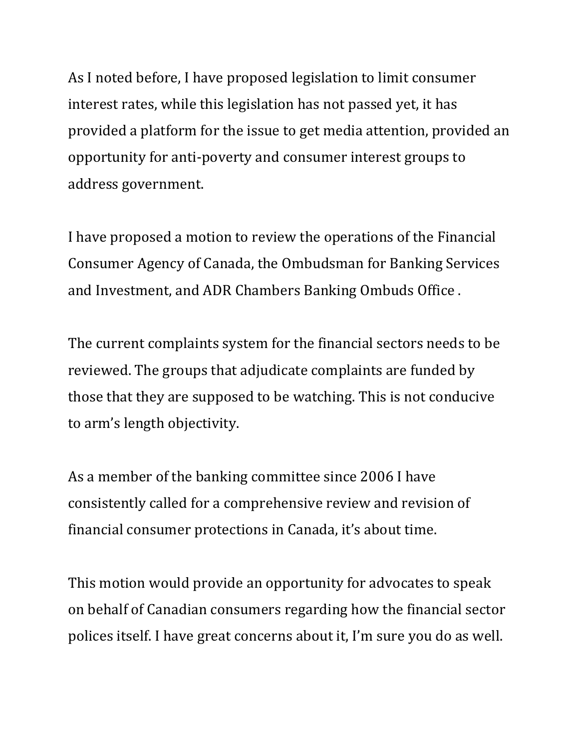As I noted before, I have proposed legislation to limit consumer interest rates, while this legislation has not passed yet, it has provided a platform for the issue to get media attention, provided an opportunity for anti-poverty and consumer interest groups to address government.

I have proposed a motion to review the operations of the Financial Consumer Agency of Canada, the Ombudsman for Banking Services and Investment, and ADR Chambers Banking Ombuds Office .

The current complaints system for the financial sectors needs to be reviewed. The groups that adjudicate complaints are funded by those that they are supposed to be watching. This is not conducive to arm's length objectivity.

As a member of the banking committee since 2006 I have consistently called for a comprehensive review and revision of financial consumer protections in Canada, it's about time.

This motion would provide an opportunity for advocates to speak on behalf of Canadian consumers regarding how the financial sector polices itself. I have great concerns about it, I'm sure you do as well.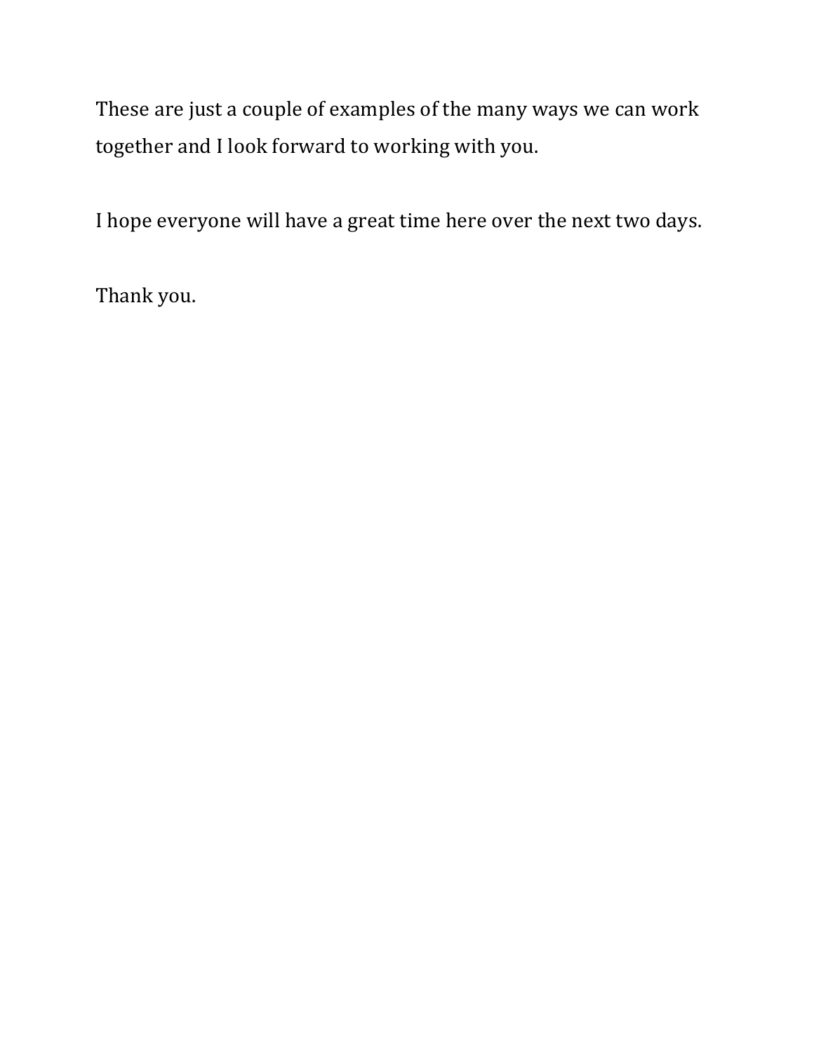These are just a couple of examples of the many ways we can work together and I look forward to working with you.

I hope everyone will have a great time here over the next two days.

Thank you.